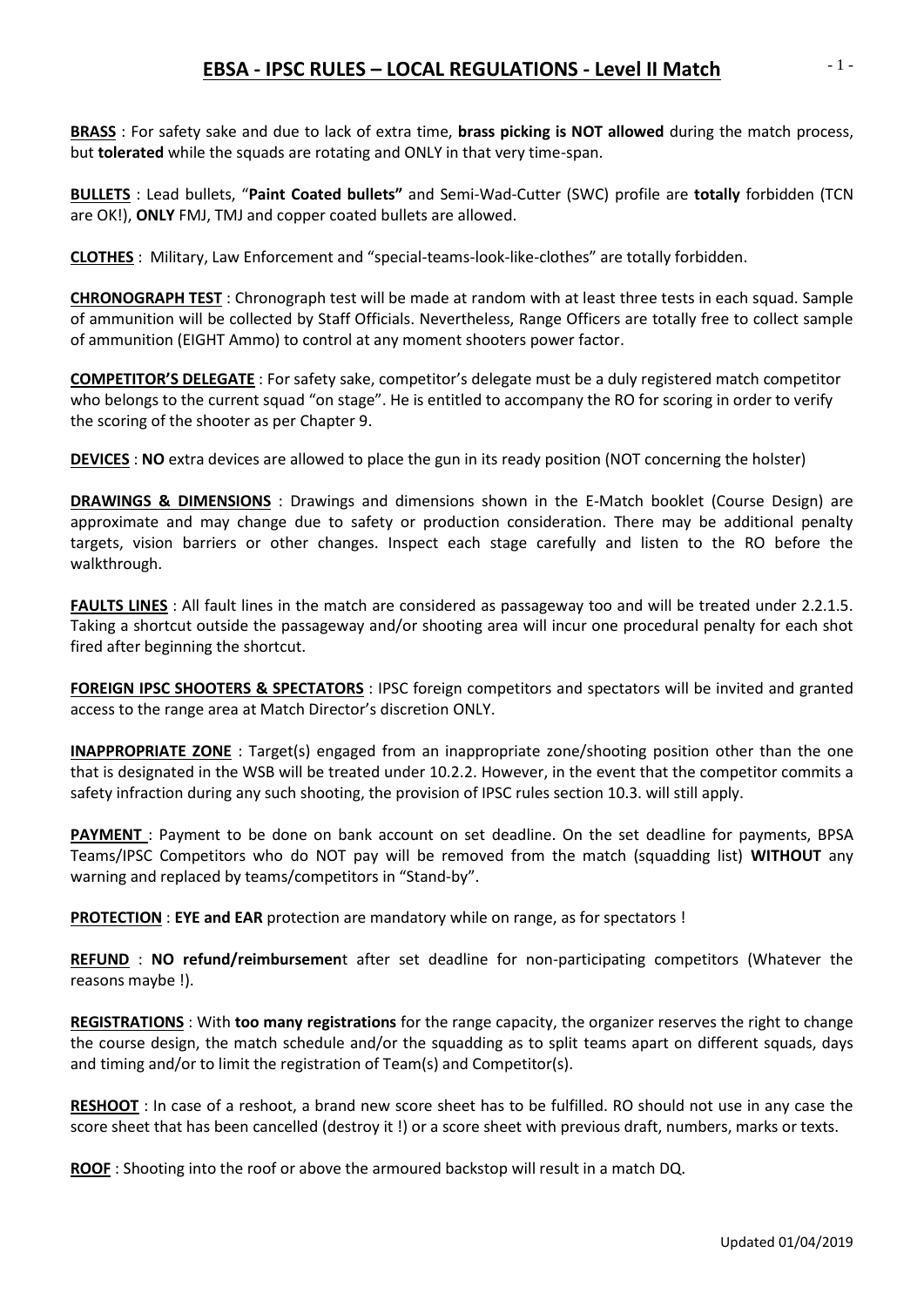# EBSA - IPSC RULES – LOCAL REGULATIONS - Level II Match

**BRASS** : For safety sake and due to lack of extra time, **brass picking is NOT allowed** during the match process, but **tolerated** while the squads are rotating and ONLY in that very time-span.

**BULLETS** : Lead bullets, "**Paint Coated bullets"** and Semi-Wad-Cutter (SWC) profile are **totally** forbidden (TCN are OK!), **ONLY** FMJ, TMJ and copper coated bullets are allowed.

**CLOTHES** : Military, Law Enforcement and "special-teams-look-like-clothes" are totally forbidden.

**CHRONOGRAPH TEST** : Chronograph test will be made at random with at least three tests in each squad. Sample of ammunition will be collected by Staff Officials. Nevertheless, Range Officers are totally free to collect sample of ammunition (EIGHT Ammo) to control at any moment shooters power factor.

**COMPETITOR'S DELEGATE** : For safety sake, competitor's delegate must be a duly registered match competitor who belongs to the current squad "on stage". He is entitled to accompany the RO for scoring in order to verify the scoring of the shooter as per Chapter 9.

**DEVICES** : **NO** extra devices are allowed to place the gun in its ready position (NOT concerning the holster)

**DRAWINGS & DIMENSIONS** : Drawings and dimensions shown in the E-Match booklet (Course Design) are approximate and may change due to safety or production consideration. There may be additional penalty targets, vision barriers or other changes. Inspect each stage carefully and listen to the RO before the walkthrough.

**FAULTS LINES** : All fault lines in the match are considered as passageway too and will be treated under 2.2.1.5. Taking a shortcut outside the passageway and/or shooting area will incur one procedural penalty for each shot fired after beginning the shortcut.

**FOREIGN IPSC SHOOTERS & SPECTATORS** : IPSC foreign competitors and spectators will be invited and granted access to the range area at Match Director's discretion ONLY.

**INAPPROPRIATE ZONE** : Target(s) engaged from an inappropriate zone/shooting position other than the one that is designated in the WSB will be treated under 10.2.2. However, in the event that the competitor commits a safety infraction during any such shooting, the provision of IPSC rules section 10.3. will still apply.

**PAYMENT** : Payment to be done on bank account on set deadline. On the set deadline for payments, BPSA Teams/IPSC Competitors who do NOT pay will be removed from the match (squadding list) **WITHOUT** any warning and replaced by teams/competitors in "Stand-by".

**PROTECTION** : **EYE and EAR** protection are mandatory while on range, as for spectators !

**REFUND** : **NO refund/reimbursemen**t after set deadline for non-participating competitors (Whatever the reasons maybe !).

**REGISTRATIONS** : With **too many registrations** for the range capacity, the organizer reserves the right to change the course design, the match schedule and/or the squadding as to split teams apart on different squads, days and timing and/or to limit the registration of Team(s) and Competitor(s).

**RESHOOT** : In case of a reshoot, a brand new score sheet has to be fulfilled. RO should not use in any case the score sheet that has been cancelled (destroy it !) or a score sheet with previous draft, numbers, marks or texts.

**ROOF** : Shooting into the roof or above the armoured backstop will result in a match DQ.

Updated 01/04/2019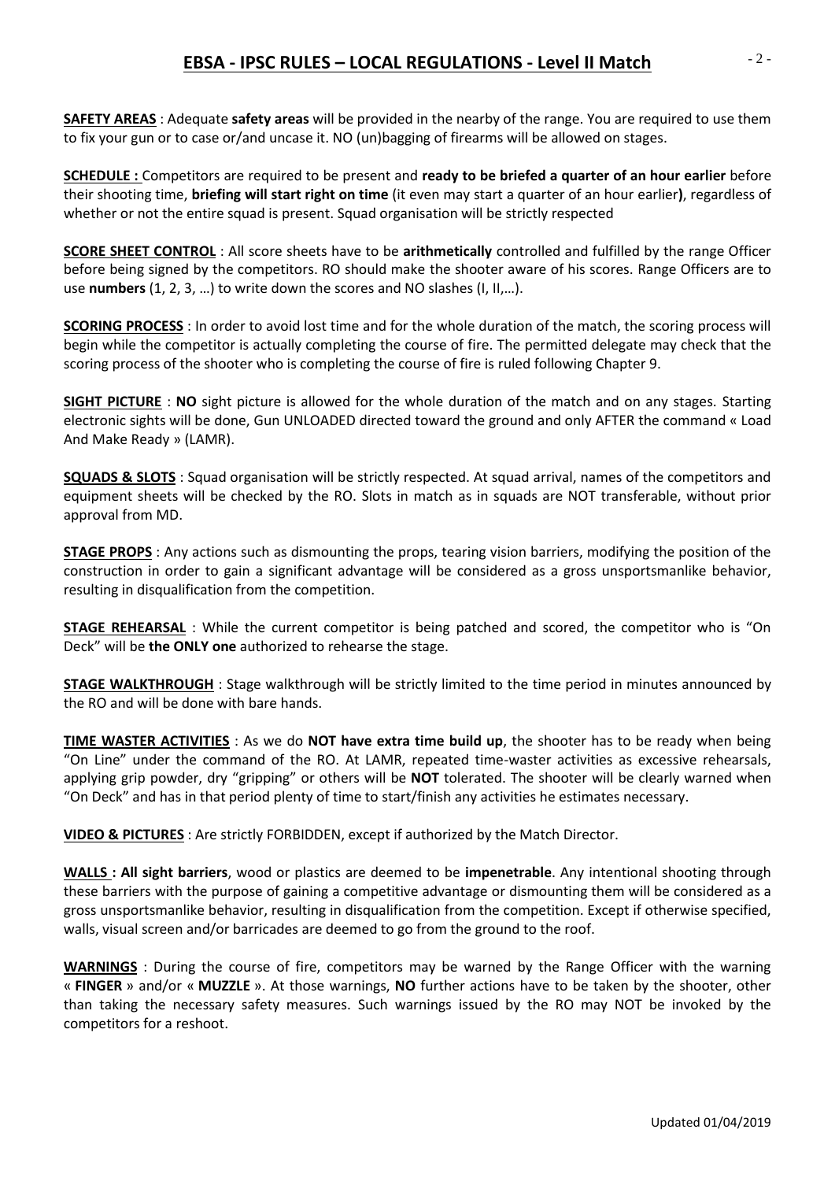**SAFETY AREAS** : Adequate **safety areas** will be provided in the nearby of the range. You are required to use them to fix your gun or to case or/and uncase it. NO (un)bagging of firearms will be allowed on stages.

**SCHEDULE :** Competitors are required to be present and **ready to be briefed a quarter of an hour earlier** before their shooting time, **briefing will start right on time** (it even may start a quarter of an hour earlier**)**, regardless of whether or not the entire squad is present. Squad organisation will be strictly respected

**SCORE SHEET CONTROL** : All score sheets have to be **arithmetically** controlled and fulfilled by the range Officer before being signed by the competitors. RO should make the shooter aware of his scores. Range Officers are to use **numbers** (1, 2, 3, …) to write down the scores and NO slashes (I, II,…).

**SCORING PROCESS** : In order to avoid lost time and for the whole duration of the match, the scoring process will begin while the competitor is actually completing the course of fire. The permitted delegate may check that the scoring process of the shooter who is completing the course of fire is ruled following Chapter 9.

**SIGHT PICTURE** : **NO** sight picture is allowed for the whole duration of the match and on any stages. Starting electronic sights will be done, Gun UNLOADED directed toward the ground and only AFTER the command « Load And Make Ready » (LAMR).

**SQUADS & SLOTS** : Squad organisation will be strictly respected. At squad arrival, names of the competitors and equipment sheets will be checked by the RO. Slots in match as in squads are NOT transferable, without prior approval from MD.

**STAGE PROPS** : Any actions such as dismounting the props, tearing vision barriers, modifying the position of the construction in order to gain a significant advantage will be considered as a gross unsportsmanlike behavior, resulting in disqualification from the competition.

**STAGE REHEARSAL** : While the current competitor is being patched and scored, the competitor who is "On Deck" will be **the ONLY one** authorized to rehearse the stage.

**STAGE WALKTHROUGH** : Stage walkthrough will be strictly limited to the time period in minutes announced by the RO and will be done with bare hands.

**TIME WASTER ACTIVITIES** : As we do **NOT have extra time build up**, the shooter has to be ready when being "On Line" under the command of the RO. At LAMR, repeated time-waster activities as excessive rehearsals, applying grip powder, dry "gripping" or others will be **NOT** tolerated. The shooter will be clearly warned when "On Deck" and has in that period plenty of time to start/finish any activities he estimates necessary.

**VIDEO & PICTURES** : Are strictly FORBIDDEN, except if authorized by the Match Director.

**WALLS : All sight barriers**, wood or plastics are deemed to be **impenetrable**. Any intentional shooting through these barriers with the purpose of gaining a competitive advantage or dismounting them will be considered as a gross unsportsmanlike behavior, resulting in disqualification from the competition. Except if otherwise specified, walls, visual screen and/or barricades are deemed to go from the ground to the roof.

**WARNINGS** : During the course of fire, competitors may be warned by the Range Officer with the warning « **FINGER** » and/or « **MUZZLE** ». At those warnings, **NO** further actions have to be taken by the shooter, other than taking the necessary safety measures. Such warnings issued by the RO may NOT be invoked by the competitors for a reshoot.

Updated 01/04/2019